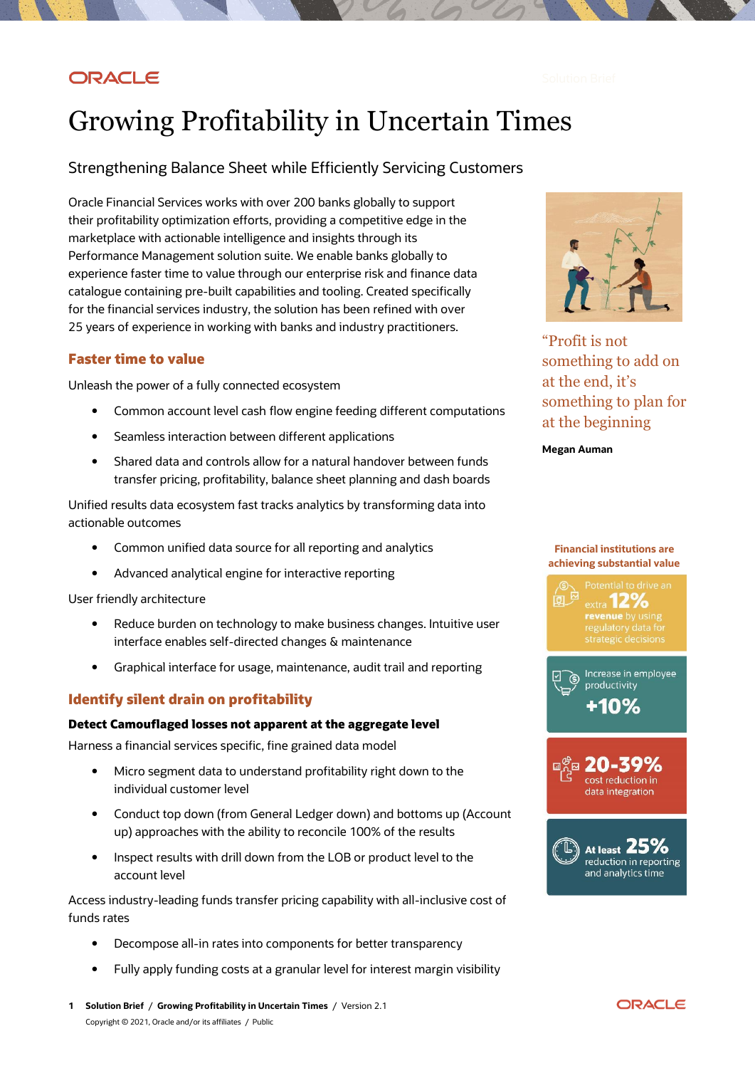# Growing Profitability in Uncertain Times

## Strengthening Balance Sheet while Efficiently Servicing Customers

Oracle Financial Services works with over 200 banks globally to support their profitability optimization efforts, providing a competitive edge in the marketplace with actionable intelligence and insights through its Performance Management solution suite. We enable banks globally to experience faster time to value through our enterprise risk and finance data catalogue containing pre-built capabilities and tooling. Created specifically for the financial services industry, the solution has been refined with over 25 years of experience in working with banks and industry practitioners.

### Faster time to value

Unleash the power of a fully connected ecosystem

- Common account level cash flow engine feeding different computations
- Seamless interaction between different applications
- Shared data and controls allow for a natural handover between funds transfer pricing, profitability, balance sheet planning and dash boards

Unified results data ecosystem fast tracks analytics by transforming data into actionable outcomes

- Common unified data source for all reporting and analytics
- Advanced analytical engine for interactive reporting

User friendly architecture

- Reduce burden on technology to make business changes. Intuitive user interface enables self-directed changes & maintenance
- Graphical interface for usage, maintenance, audit trail and reporting

### Identify silent drain on profitability

**Detect Camouflaged losses not apparent at the aggregate level**

Harness a financial services specific, fine grained data model

- Micro segment data to understand profitability right down to the individual customer level
- Conduct top down (from General Ledger down) and bottoms up (Account up) approaches with the ability to reconcile 100% of the results
- Inspect results with drill down from the LOB or product level to the account level

Access industry-leading funds transfer pricing capability with all-inclusive cost of funds rates

- Decompose all-in rates into components for better transparency
- Fully apply funding costs at a granular level for interest margin visibility

> "Profit is not something to add on at the end, it's something to plan for at the beginning
>
> **Megan Auman**

**Financial institutions are achieving substantial value**

- Potential to drive an extra **12%** **revenue** by using regulatory data for strategic decisions
- Increase in employee productivity **+10%**
- **20-39%** cost reduction in data integration
- **At least 25%** reduction in reporting and analytics time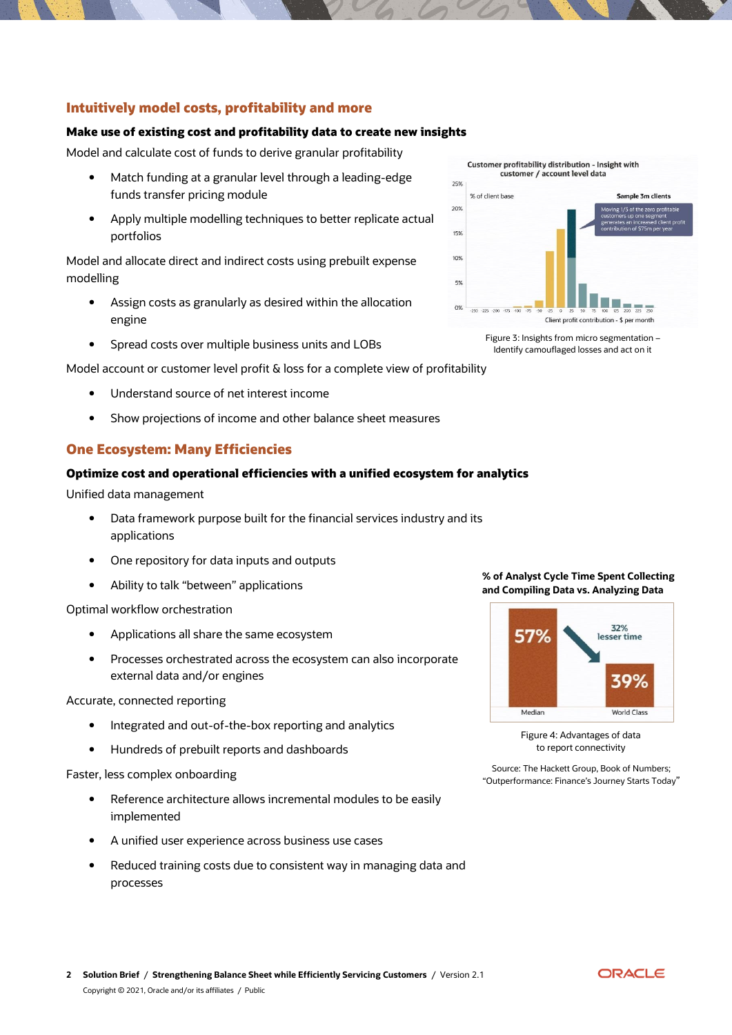## Intuitively model costs, profitability and more

### Make use of existing cost and profitability data to create new insights

Model and calculate cost of funds to derive granular profitability

- Match funding at a granular level through a leading-edge funds transfer pricing module
- Apply multiple modelling techniques to better replicate actual portfolios

Model and allocate direct and indirect costs using prebuilt expense modelling

- Assign costs as granularly as desired within the allocation engine
- Spread costs over multiple business units and LOBs

Model account or customer level profit & loss for a complete view of profitability

- Understand source of net interest income
- Show projections of income and other balance sheet measures

Figure 3: Insights from micro segmentation – Identify camouflaged losses and act on it

## One Ecosystem: Many Efficiencies

### Optimize cost and operational efficiencies with a unified ecosystem for analytics

Unified data management

- Data framework purpose built for the financial services industry and its applications
- One repository for data inputs and outputs
- Ability to talk "between" applications

Optimal workflow orchestration

- Applications all share the same ecosystem
- Processes orchestrated across the ecosystem can also incorporate external data and/or engines

Accurate, connected reporting

- Integrated and out-of-the-box reporting and analytics
- Hundreds of prebuilt reports and dashboards

Faster, less complex onboarding

- Reference architecture allows incremental modules to be easily implemented
- A unified user experience across business use cases
- Reduced training costs due to consistent way in managing data and processes

Figure 4: Advantages of data to report connectivity

Source: The Hackett Group, Book of Numbers; "Outperformance: Finance's Journey Starts Today"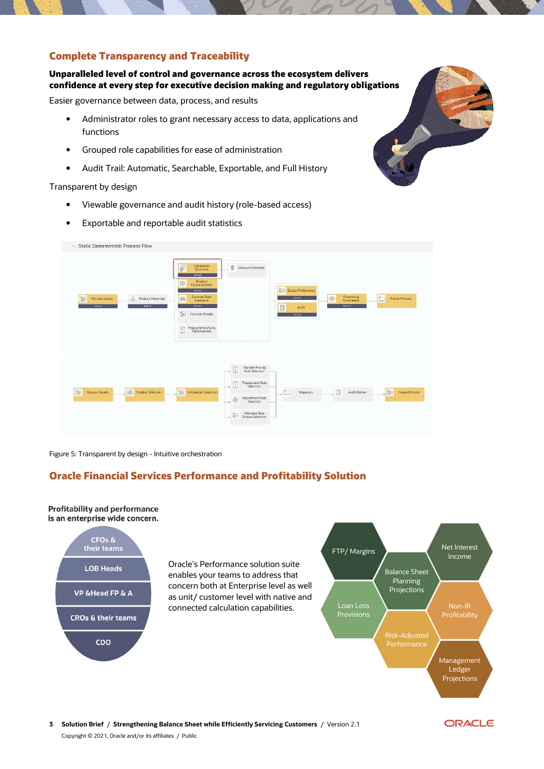## Complete Transparency and Traceability

**Unparalleled level of control and governance across the ecosystem delivers confidence at every step for executive decision making and regulatory obligations**

Easier governance between data, process, and results

- Administrator roles to grant necessary access to data, applications and functions
- Grouped role capabilities for ease of administration
- Audit Trail: Automatic, Searchable, Exportable, and Full History

Transparent by design

- Viewable governance and audit history (role-based access)
- Exportable and reportable audit statistics

Figure 5: Transparent by design - Intuitive orchestration

## Oracle Financial Services Performance and Profitability Solution

**Profitability and performance is an enterprise wide concern.**

- CFOs & their teams
- LOB Heads
- VP &Head FP & A
- CROs & their teams
- CDO

Oracle's Performance solution suite enables your teams to address that concern both at Enterprise level as well as unit/ customer level with native and connected calculation capabilities.

- FTP/ Margins
- Net Interest Income
- Balance Sheet Planning Projections
- Loan Loss Provisions
- Non-IR Profitability
- Risk-Adjusted Performance
- Management Ledger Projections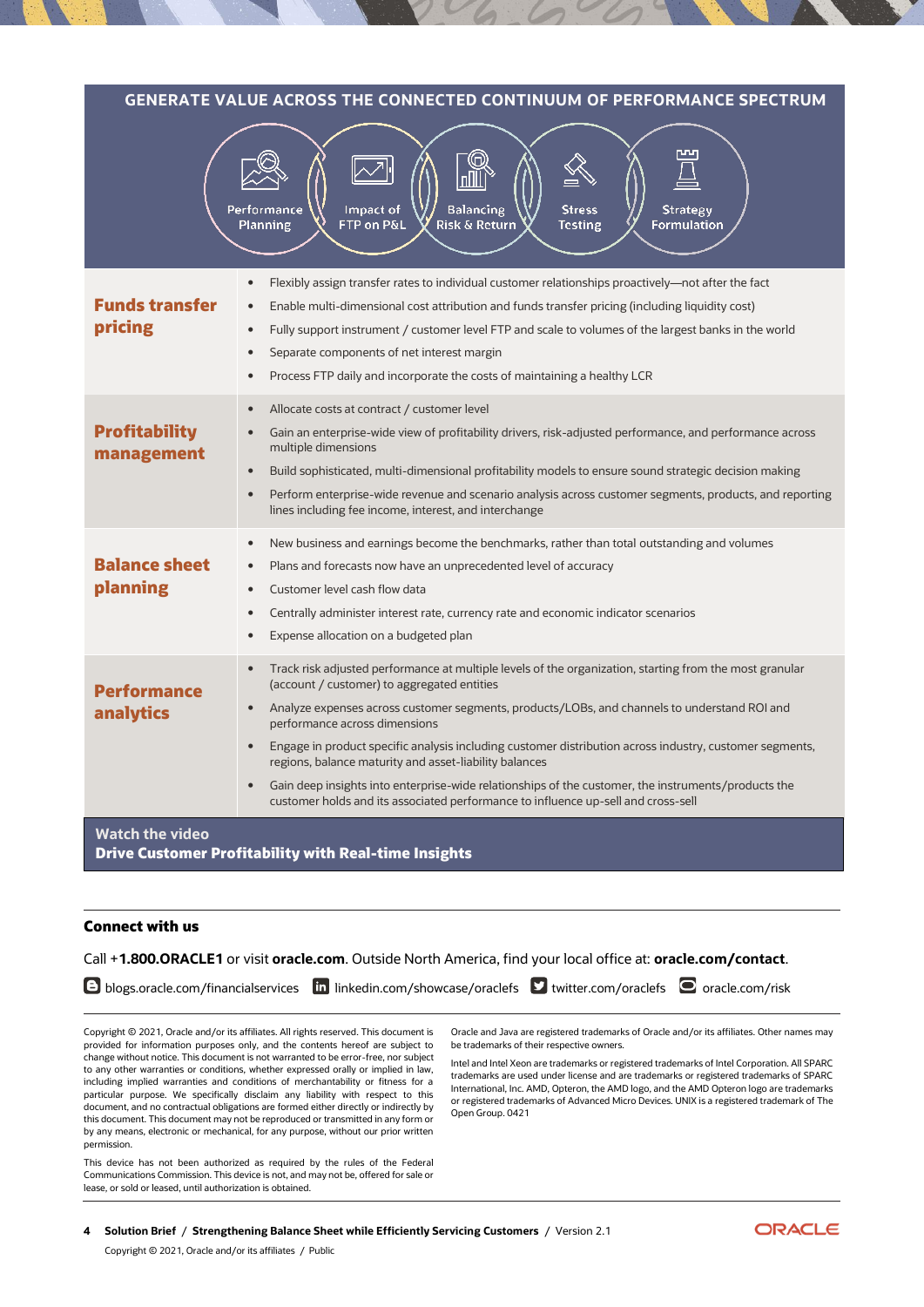## GENERATE VALUE ACROSS THE CONNECTED CONTINUUM OF PERFORMANCE SPECTRUM

Performance Planning
Impact of FTP on P&L
Balancing Risk & Return
Stress Testing
Strategy Formulation

| | |
|---|---|
| **Funds transfer pricing** | • Flexibly assign transfer rates to individual customer relationships proactively—not after the fact<br>• Enable multi-dimensional cost attribution and funds transfer pricing (including liquidity cost)<br>• Fully support instrument / customer level FTP and scale to volumes of the largest banks in the world<br>• Separate components of net interest margin<br>• Process FTP daily and incorporate the costs of maintaining a healthy LCR |
| **Profitability management** | • Allocate costs at contract / customer level<br>• Gain an enterprise-wide view of profitability drivers, risk-adjusted performance, and performance across multiple dimensions<br>• Build sophisticated, multi-dimensional profitability models to ensure sound strategic decision making<br>• Perform enterprise-wide revenue and scenario analysis across customer segments, products, and reporting lines including fee income, interest, and interchange |
| **Balance sheet planning** | • New business and earnings become the benchmarks, rather than total outstanding and volumes<br>• Plans and forecasts now have an unprecedented level of accuracy<br>• Customer level cash flow data<br>• Centrally administer interest rate, currency rate and economic indicator scenarios<br>• Expense allocation on a budgeted plan |
| **Performance analytics** | • Track risk adjusted performance at multiple levels of the organization, starting from the most granular (account / customer) to aggregated entities<br>• Analyze expenses across customer segments, products/LOBs, and channels to understand ROI and performance across dimensions<br>• Engage in product specific analysis including customer distribution across industry, customer segments, regions, balance maturity and asset-liability balances<br>• Gain deep insights into enterprise-wide relationships of the customer, the instruments/products the customer holds and its associated performance to influence up-sell and cross-sell |

Watch the video
**Drive Customer Profitability with Real-time Insights**

### Connect with us

Call +**1.800.ORACLE1** or visit **oracle.com**. Outside North America, find your local office at: **oracle.com/contact**.

blogs.oracle.com/financialservices linkedin.com/showcase/oraclefs twitter.com/oraclefs oracle.com/risk

Copyright © 2021, Oracle and/or its affiliates. All rights reserved. This document is provided for information purposes only, and the contents hereof are subject to change without notice. This document is not warranted to be error-free, nor subject to any other warranties or conditions, whether expressed orally or implied in law, including implied warranties and conditions of merchantability or fitness for a particular purpose. We specifically disclaim any liability with respect to this document, and no contractual obligations are formed either directly or indirectly by this document. This document may not be reproduced or transmitted in any form or by any means, electronic or mechanical, for any purpose, without our prior written permission.

This device has not been authorized as required by the rules of the Federal Communications Commission. This device is not, and may not be, offered for sale or lease, or sold or leased, until authorization is obtained.

Oracle and Java are registered trademarks of Oracle and/or its affiliates. Other names may be trademarks of their respective owners.

Intel and Intel Xeon are trademarks or registered trademarks of Intel Corporation. All SPARC trademarks are used under license and are trademarks or registered trademarks of SPARC International, Inc. AMD, Opteron, the AMD logo, and the AMD Opteron logo are trademarks or registered trademarks of Advanced Micro Devices. UNIX is a registered trademark of The Open Group. 0421